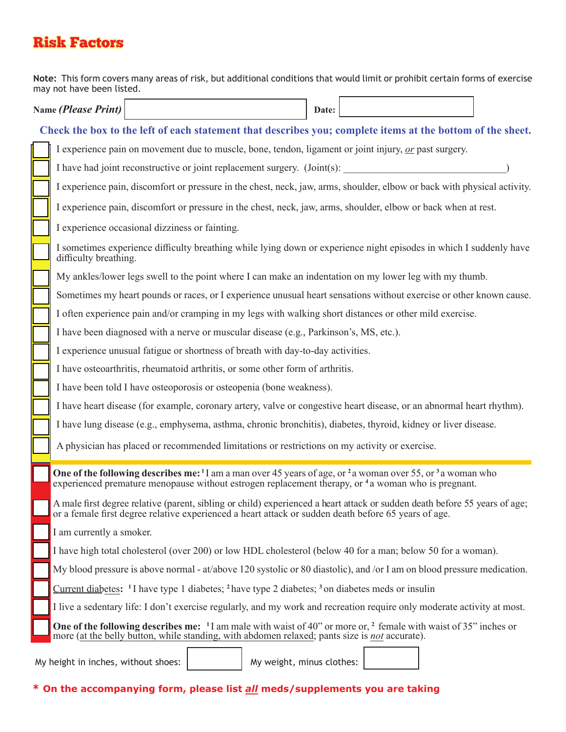# Risk Factors

**Note:** This form covers many areas of risk, but additional conditions that would limit or prohibit certain forms of exercise may not have been listed.

**Name *(Please Print)*** ______________________ **Date:** ______________

**Check the box to the left of each statement that describes you; complete items at the bottom of the sheet.**

- ☐ I experience pain on movement due to muscle, bone, tendon, ligament or joint injury, *or* past surgery.
- ☐ I have had joint reconstructive or joint replacement surgery. (Joint(s): ________________________________)
- ☐ I experience pain, discomfort or pressure in the chest, neck, jaw, arms, shoulder, elbow or back with physical activity.
- ☐ I experience pain, discomfort or pressure in the chest, neck, jaw, arms, shoulder, elbow or back when at rest.
- ☐ I experience occasional dizziness or fainting.
- ☐ I sometimes experience difficulty breathing while lying down or experience night episodes in which I suddenly have difficulty breathing.
- ☐ My ankles/lower legs swell to the point where I can make an indentation on my lower leg with my thumb.
- ☐ Sometimes my heart pounds or races, or I experience unusual heart sensations without exercise or other known cause.
- ☐ I often experience pain and/or cramping in my legs with walking short distances or other mild exercise.
- ☐ I have been diagnosed with a nerve or muscular disease (e.g., Parkinson's, MS, etc.).
- ☐ I experience unusual fatigue or shortness of breath with day-to-day activities.
- ☐ I have osteoarthritis, rheumatoid arthritis, or some other form of arthritis.
- ☐ I have been told I have osteoporosis or osteopenia (bone weakness).
- ☐ I have heart disease (for example, coronary artery, valve or congestive heart disease, or an abnormal heart rhythm).
- ☐ I have lung disease (e.g., emphysema, asthma, chronic bronchitis), diabetes, thyroid, kidney or liver disease.
- ☐ A physician has placed or recommended limitations or restrictions on my activity or exercise.

---

- ☐ **One of the following describes me:** [1] I am a man over 45 years of age, or [2] a woman over 55, or [3] a woman who experienced premature menopause without estrogen replacement therapy, or [4] a woman who is pregnant.
- ☐ A male first degree relative (parent, sibling or child) experienced a heart attack or sudden death before 55 years of age; or a female first degree relative experienced a heart attack or sudden death before 65 years of age.
- ☐ I am currently a smoker.
- ☐ I have high total cholesterol (over 200) or low HDL cholesterol (below 40 for a man; below 50 for a woman).
- ☐ My blood pressure is above normal - at/above 120 systolic or 80 diastolic), and /or I am on blood pressure medication.
- ☐ <u>Current diabetes</u>**:** [1] I have type 1 diabetes; [2] have type 2 diabetes; [3] on diabetes meds or insulin
- ☐ I live a sedentary life: I don't exercise regularly, and my work and recreation require only moderate activity at most.
- ☐ **One of the following describes me:** [1] I am male with waist of 40" or more or, [2] female with waist of 35" inches or more (<u>at the belly button, while standing, with abdomen relaxed</u>; pants size is <u>*not*</u> accurate).

My height in inches, without shoes: __________ My weight, minus clothes: __________

**\* On the accompanying form, please list *<u>all</u>* meds/supplements you are taking**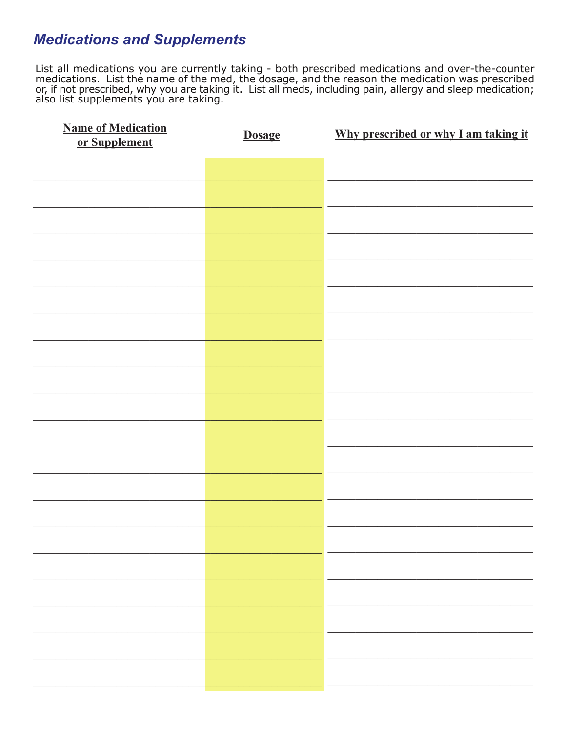## *Medications and Supplements*

List all medications you are currently taking - both prescribed medications and over-the-counter medications. List the name of the med, the dosage, and the reason the medication was prescribed or, if not prescribed, why you are taking it. List all meds, including pain, allergy and sleep medication; also list supplements you are taking.

| Name of Medication or Supplement | Dosage | Why prescribed or why I am taking it |
|---|---|---|
| | | |
| | | |
| | | |
| | | |
| | | |
| | | |
| | | |
| | | |
| | | |
| | | |
| | | |
| | | |
| | | |
| | | |
| | | |
| | | |
| | | |
| | | |
| | | |
| | | |